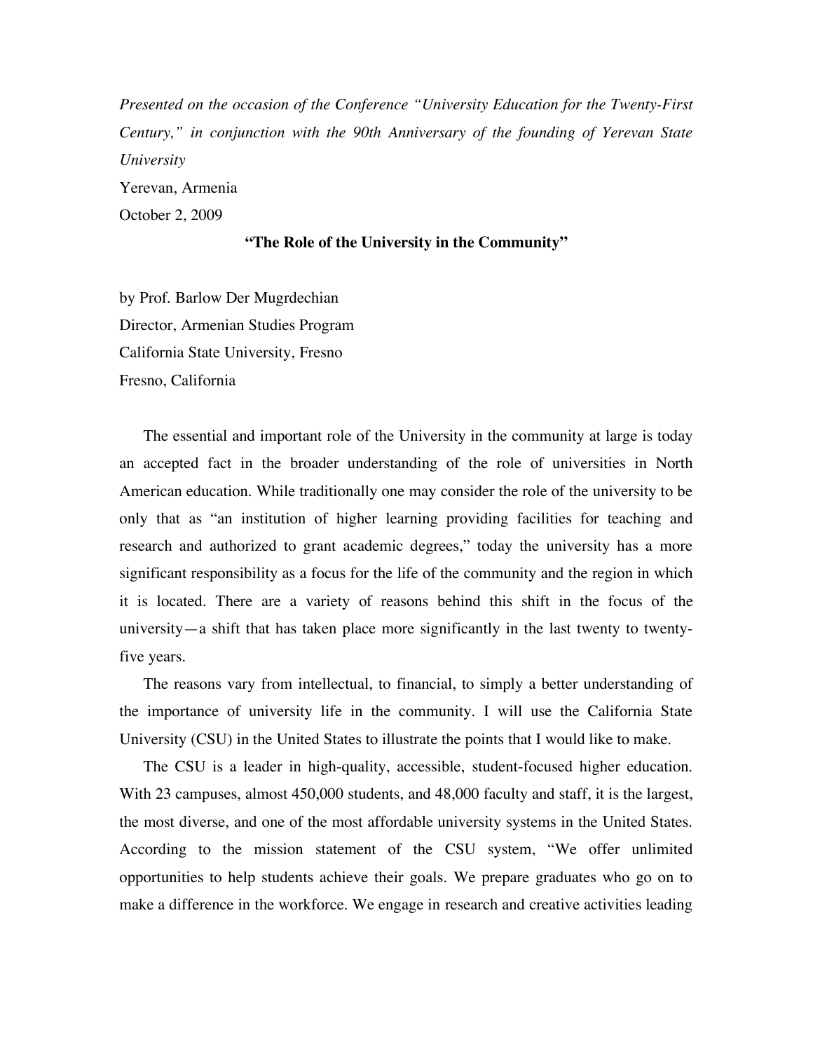*Presented on the occasion of the Conference "University Education for the Twenty-First Century," in conjunction with the 90th Anniversary of the founding of Yerevan State University*

Yerevan, Armenia

October 2, 2009

## "The Role of the University in the Community"

by Prof. Barlow Der Mugrdechian

Director, Armenian Studies Program

California State University, Fresno

Fresno, California

The essential and important role of the University in the community at large is today an accepted fact in the broader understanding of the role of universities in North American education. While traditionally one may consider the role of the university to be only that as "an institution of higher learning providing facilities for teaching and research and authorized to grant academic degrees," today the university has a more significant responsibility as a focus for the life of the community and the region in which it is located. There are a variety of reasons behind this shift in the focus of the university—a shift that has taken place more significantly in the last twenty to twenty-five years.

The reasons vary from intellectual, to financial, to simply a better understanding of the importance of university life in the community. I will use the California State University (CSU) in the United States to illustrate the points that I would like to make.

The CSU is a leader in high-quality, accessible, student-focused higher education. With 23 campuses, almost 450,000 students, and 48,000 faculty and staff, it is the largest, the most diverse, and one of the most affordable university systems in the United States. According to the mission statement of the CSU system, "We offer unlimited opportunities to help students achieve their goals. We prepare graduates who go on to make a difference in the workforce. We engage in research and creative activities leading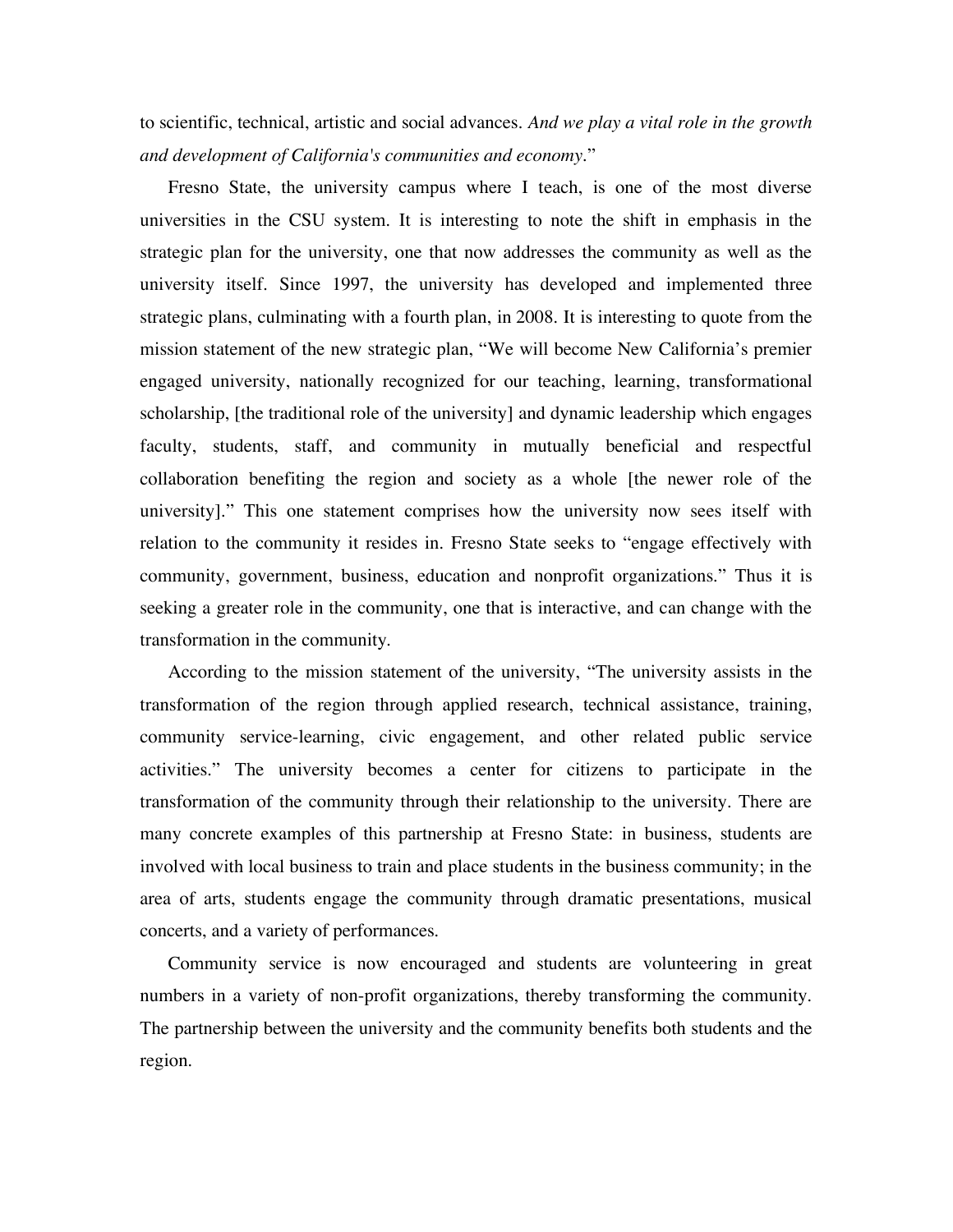to scientific, technical, artistic and social advances. *And we play a vital role in the growth and development of California's communities and economy.*"

Fresno State, the university campus where I teach, is one of the most diverse universities in the CSU system. It is interesting to note the shift in emphasis in the strategic plan for the university, one that now addresses the community as well as the university itself. Since 1997, the university has developed and implemented three strategic plans, culminating with a fourth plan, in 2008. It is interesting to quote from the mission statement of the new strategic plan, "We will become New California's premier engaged university, nationally recognized for our teaching, learning, transformational scholarship, [the traditional role of the university] and dynamic leadership which engages faculty, students, staff, and community in mutually beneficial and respectful collaboration benefiting the region and society as a whole [the newer role of the university]." This one statement comprises how the university now sees itself with relation to the community it resides in. Fresno State seeks to "engage effectively with community, government, business, education and nonprofit organizations." Thus it is seeking a greater role in the community, one that is interactive, and can change with the transformation in the community.

According to the mission statement of the university, "The university assists in the transformation of the region through applied research, technical assistance, training, community service-learning, civic engagement, and other related public service activities." The university becomes a center for citizens to participate in the transformation of the community through their relationship to the university. There are many concrete examples of this partnership at Fresno State: in business, students are involved with local business to train and place students in the business community; in the area of arts, students engage the community through dramatic presentations, musical concerts, and a variety of performances.

Community service is now encouraged and students are volunteering in great numbers in a variety of non-profit organizations, thereby transforming the community. The partnership between the university and the community benefits both students and the region.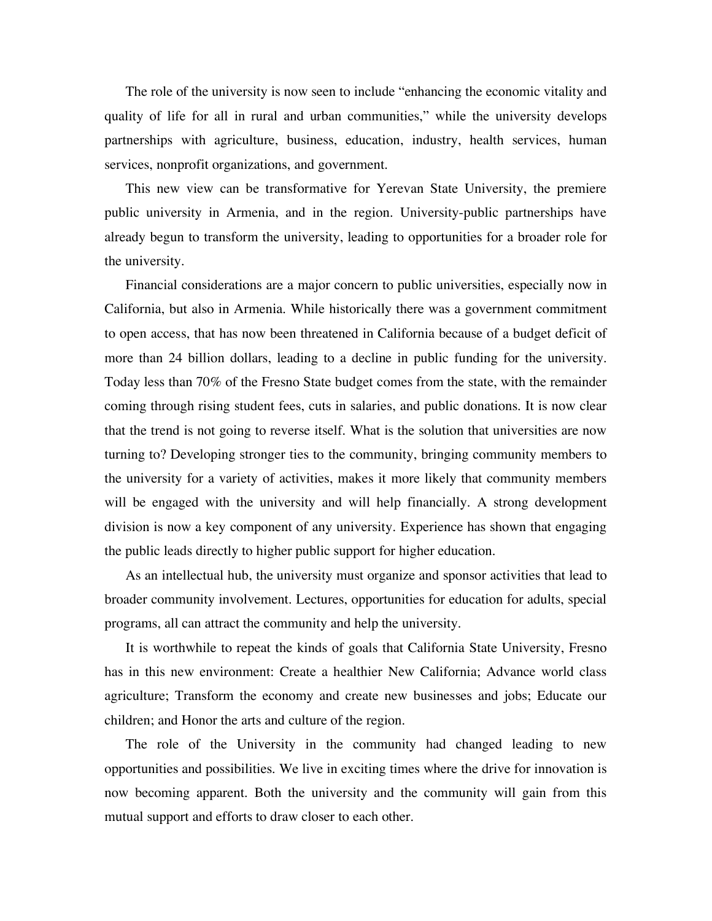The role of the university is now seen to include "enhancing the economic vitality and quality of life for all in rural and urban communities," while the university develops partnerships with agriculture, business, education, industry, health services, human services, nonprofit organizations, and government.

This new view can be transformative for Yerevan State University, the premiere public university in Armenia, and in the region. University-public partnerships have already begun to transform the university, leading to opportunities for a broader role for the university.

Financial considerations are a major concern to public universities, especially now in California, but also in Armenia. While historically there was a government commitment to open access, that has now been threatened in California because of a budget deficit of more than 24 billion dollars, leading to a decline in public funding for the university. Today less than 70% of the Fresno State budget comes from the state, with the remainder coming through rising student fees, cuts in salaries, and public donations. It is now clear that the trend is not going to reverse itself. What is the solution that universities are now turning to? Developing stronger ties to the community, bringing community members to the university for a variety of activities, makes it more likely that community members will be engaged with the university and will help financially. A strong development division is now a key component of any university. Experience has shown that engaging the public leads directly to higher public support for higher education.

As an intellectual hub, the university must organize and sponsor activities that lead to broader community involvement. Lectures, opportunities for education for adults, special programs, all can attract the community and help the university.

It is worthwhile to repeat the kinds of goals that California State University, Fresno has in this new environment: Create a healthier New California; Advance world class agriculture; Transform the economy and create new businesses and jobs; Educate our children; and Honor the arts and culture of the region.

The role of the University in the community had changed leading to new opportunities and possibilities. We live in exciting times where the drive for innovation is now becoming apparent. Both the university and the community will gain from this mutual support and efforts to draw closer to each other.